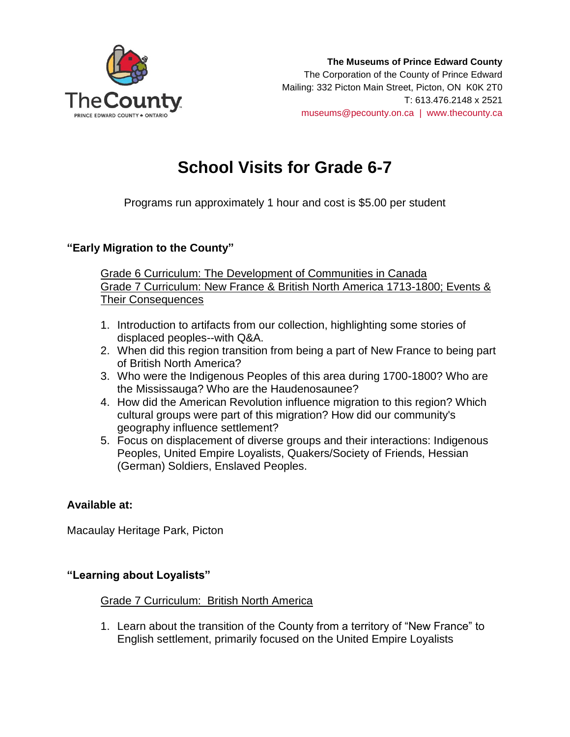**The Museums of Prince Edward County**
The Corporation of the County of Prince Edward
Mailing: 332 Picton Main Street, Picton, ON K0K 2T0
T: 613.476.2148 x 2521
museums@pecounty.on.ca | www.thecounty.ca

# School Visits for Grade 6-7

Programs run approximately 1 hour and cost is $5.00 per student

### "Early Migration to the County"

Grade 6 Curriculum: The Development of Communities in Canada
Grade 7 Curriculum: New France & British North America 1713-1800; Events & Their Consequences

1. Introduction to artifacts from our collection, highlighting some stories of displaced peoples--with Q&A.
2. When did this region transition from being a part of New France to being part of British North America?
3. Who were the Indigenous Peoples of this area during 1700-1800? Who are the Mississauga? Who are the Haudenosaunee?
4. How did the American Revolution influence migration to this region? Which cultural groups were part of this migration? How did our community's geography influence settlement?
5. Focus on displacement of diverse groups and their interactions: Indigenous Peoples, United Empire Loyalists, Quakers/Society of Friends, Hessian (German) Soldiers, Enslaved Peoples.

**Available at:**

Macaulay Heritage Park, Picton

### "Learning about Loyalists"

Grade 7 Curriculum: British North America

1. Learn about the transition of the County from a territory of "New France" to English settlement, primarily focused on the United Empire Loyalists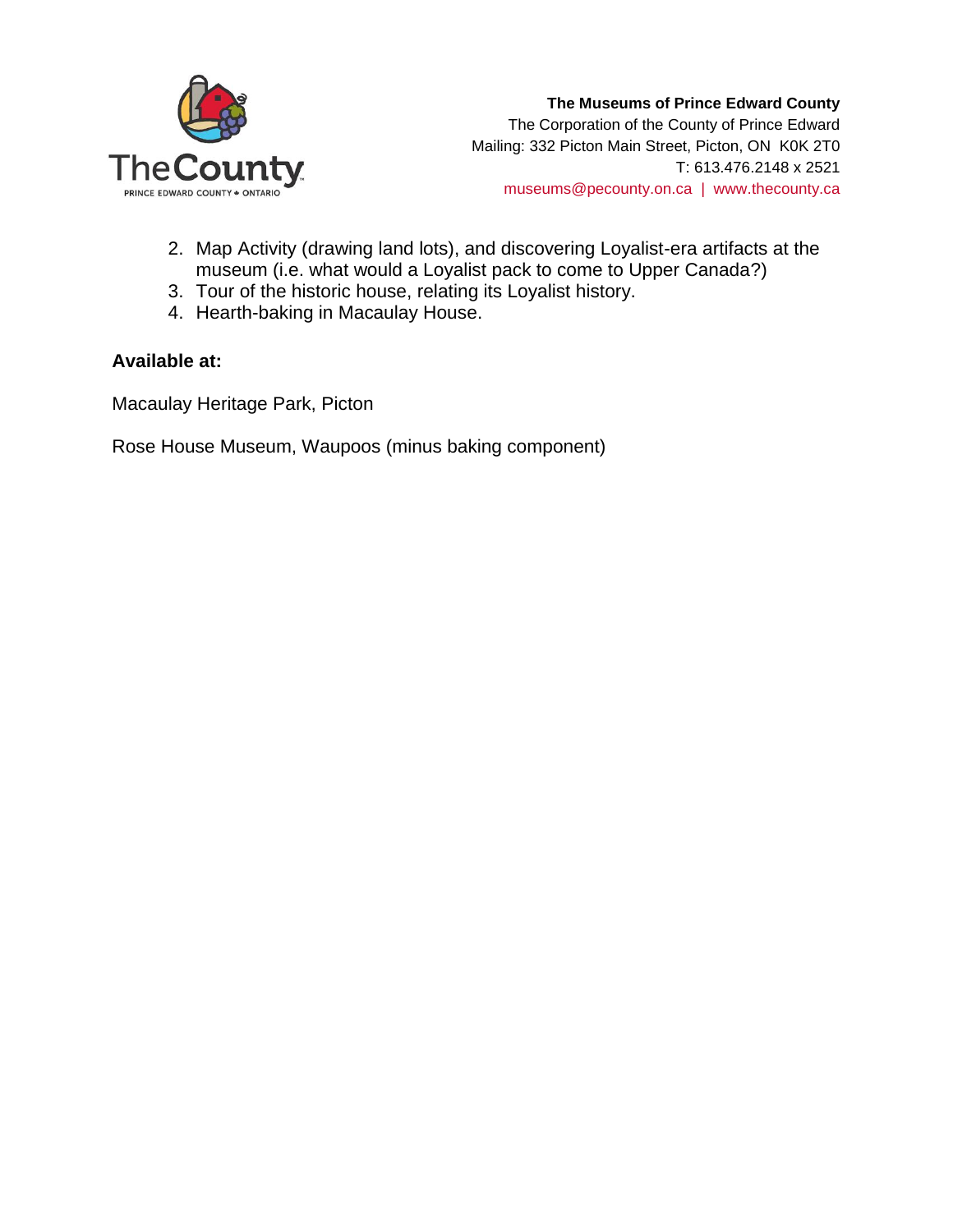2. Map Activity (drawing land lots), and discovering Loyalist-era artifacts at the museum (i.e. what would a Loyalist pack to come to Upper Canada?)
3. Tour of the historic house, relating its Loyalist history.
4. Hearth-baking in Macaulay House.

**Available at:**

Macaulay Heritage Park, Picton

Rose House Museum, Waupoos (minus baking component)